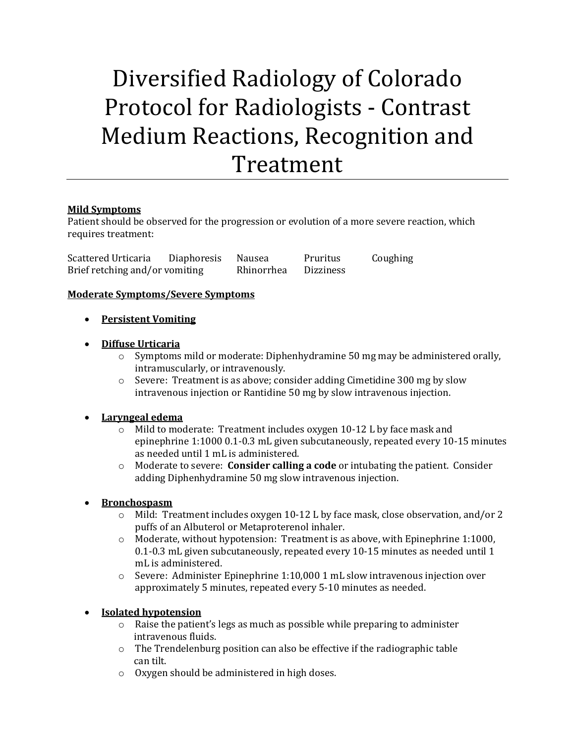# Diversified Radiology of Colorado Protocol for Radiologists - Contrast Medium Reactions, Recognition and Treatment

---

**Mild Symptoms**

Patient should be observed for the progression or evolution of a more severe reaction, which requires treatment:

Scattered Urticaria  Diaphoresis  Nausea  Pruritus  Coughing
Brief retching and/or vomiting  Rhinorrhea  Dizziness

**Moderate Symptoms/Severe Symptoms**

- **Persistent Vomiting**

- **Diffuse Urticaria**
  - Symptoms mild or moderate: Diphenhydramine 50 mg may be administered orally, intramuscularly, or intravenously.
  - Severe: Treatment is as above; consider adding Cimetidine 300 mg by slow intravenous injection or Rantidine 50 mg by slow intravenous injection.

- **Laryngeal edema**
  - Mild to moderate: Treatment includes oxygen 10-12 L by face mask and epinephrine 1:1000 0.1-0.3 mL given subcutaneously, repeated every 10-15 minutes as needed until 1 mL is administered.
  - Moderate to severe: **Consider calling a code** or intubating the patient. Consider adding Diphenhydramine 50 mg slow intravenous injection.

- **Bronchospasm**
  - Mild: Treatment includes oxygen 10-12 L by face mask, close observation, and/or 2 puffs of an Albuterol or Metaproterenol inhaler.
  - Moderate, without hypotension: Treatment is as above, with Epinephrine 1:1000, 0.1-0.3 mL given subcutaneously, repeated every 10-15 minutes as needed until 1 mL is administered.
  - Severe: Administer Epinephrine 1:10,000 1 mL slow intravenous injection over approximately 5 minutes, repeated every 5-10 minutes as needed.

- **Isolated hypotension**
  - Raise the patient's legs as much as possible while preparing to administer intravenous fluids.
  - The Trendelenburg position can also be effective if the radiographic table can tilt.
  - Oxygen should be administered in high doses.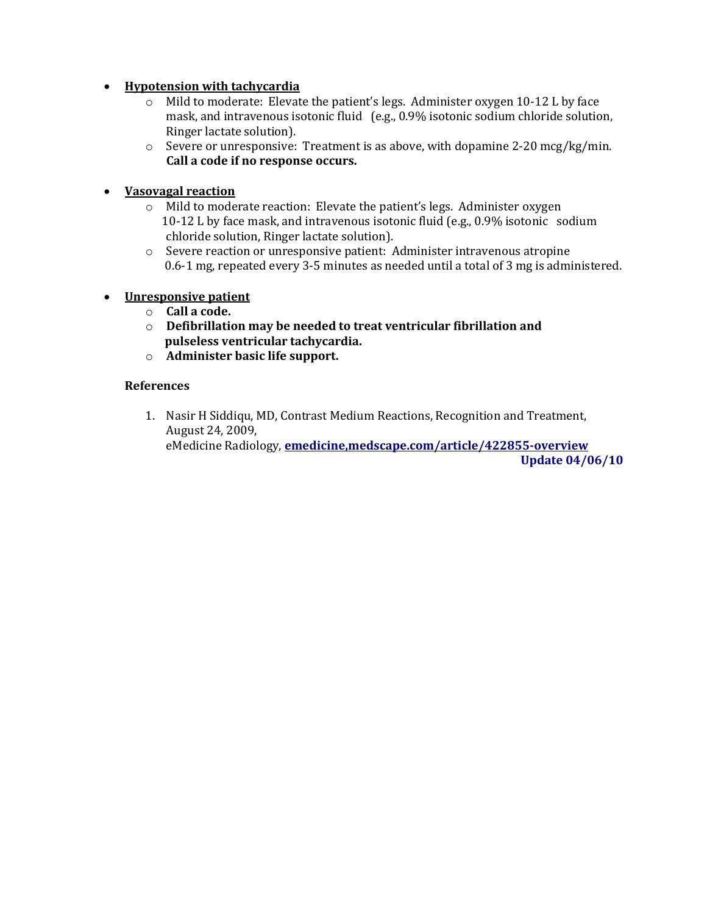- **<u>Hypotension with tachycardia</u>**
  - Mild to moderate: Elevate the patient's legs. Administer oxygen 10-12 L by face mask, and intravenous isotonic fluid (e.g., 0.9% isotonic sodium chloride solution, Ringer lactate solution).
  - Severe or unresponsive: Treatment is as above, with dopamine 2-20 mcg/kg/min. **Call a code if no response occurs.**

- **<u>Vasovagal reaction</u>**
  - Mild to moderate reaction: Elevate the patient's legs. Administer oxygen 10-12 L by face mask, and intravenous isotonic fluid (e.g., 0.9% isotonic sodium chloride solution, Ringer lactate solution).
  - Severe reaction or unresponsive patient: Administer intravenous atropine 0.6-1 mg, repeated every 3-5 minutes as needed until a total of 3 mg is administered.

- **<u>Unresponsive patient</u>**
  - **Call a code.**
  - **Defibrillation may be needed to treat ventricular fibrillation and pulseless ventricular tachycardia.**
  - **Administer basic life support.**

**References**

1. Nasir H Siddiqu, MD, Contrast Medium Reactions, Recognition and Treatment, August 24, 2009, eMedicine Radiology, **emedicine,medscape.com/article/422855-overview**

**Update 04/06/10**